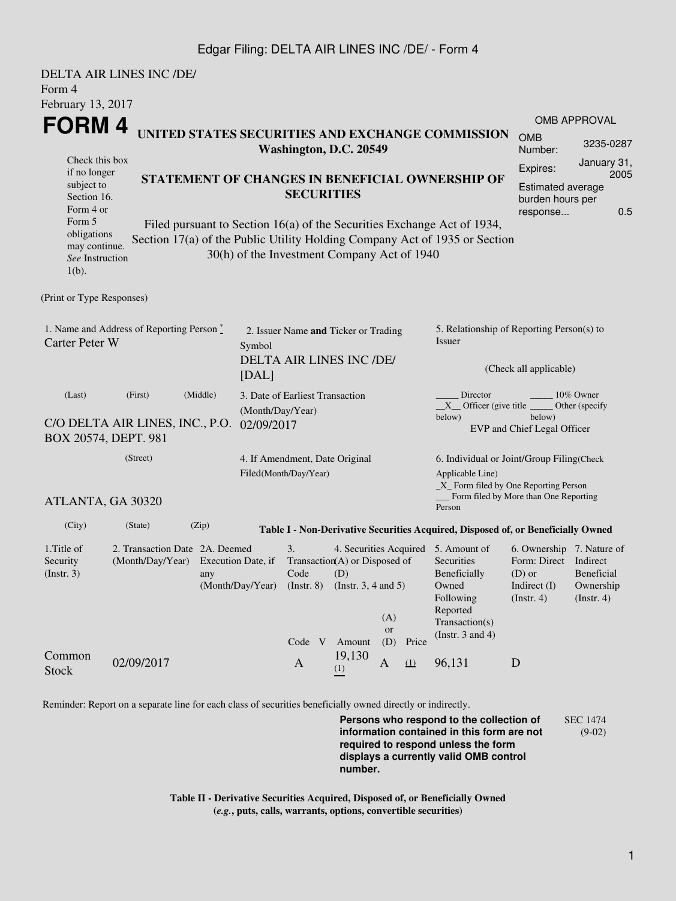DELTA AIR LINES INC /DE/
Form 4
February 13, 2017

# FORM 4

**UNITED STATES SECURITIES AND EXCHANGE COMMISSION**
**Washington, D.C. 20549**

**STATEMENT OF CHANGES IN BENEFICIAL OWNERSHIP OF SECURITIES**

Filed pursuant to Section 16(a) of the Securities Exchange Act of 1934, Section 17(a) of the Public Utility Holding Company Act of 1935 or Section 30(h) of the Investment Company Act of 1940

Check this box if no longer subject to Section 16. Form 4 or Form 5 obligations may continue. *See* Instruction 1(b).

| OMB APPROVAL | |
|---|---|
| OMB Number: | 3235-0287 |
| Expires: | January 31, 2005 |
| Estimated average burden hours per response... | 0.5 |

(Print or Type Responses)

1. Name and Address of Reporting Person *
Carter Peter W

(Last) (First) (Middle)

C/O DELTA AIR LINES, INC., P.O. BOX 20574, DEPT. 981

(Street)

ATLANTA, GA 30320

(City) (State) (Zip)

2. Issuer Name **and** Ticker or Trading Symbol
DELTA AIR LINES INC /DE/ [DAL]

3. Date of Earliest Transaction (Month/Day/Year)
02/09/2017

4. If Amendment, Date Original Filed(Month/Day/Year)

5. Relationship of Reporting Person(s) to Issuer

(Check all applicable)

_____ Director _____ 10% Owner
__X__ Officer (give title below) _____ Other (specify below)
EVP and Chief Legal Officer

6. Individual or Joint/Group Filing(Check Applicable Line)
_X_ Form filed by One Reporting Person
___ Form filed by More than One Reporting Person

**Table I - Non-Derivative Securities Acquired, Disposed of, or Beneficially Owned**

| 1.Title of Security (Instr. 3) | 2. Transaction Date (Month/Day/Year) | 2A. Deemed Execution Date, if any (Month/Day/Year) | 3. Transaction Code (Instr. 8) | | 4. Securities Acquired (A) or Disposed of (D) (Instr. 3, 4 and 5) | | | 5. Amount of Securities Beneficially Owned Following Reported Transaction(s) (Instr. 3 and 4) | 6. Ownership Form: Direct (D) or Indirect (I) (Instr. 4) | 7. Nature of Indirect Beneficial Ownership (Instr. 4) |
|---|---|---|---|---|---|---|---|---|---|---|
| | | | Code | V | Amount | (A) or (D) | Price | | | |
| Common Stock | 02/09/2017 | | A | | 19,130 (1) | A | (1) | 96,131 | D | |

Reminder: Report on a separate line for each class of securities beneficially owned directly or indirectly.

**Persons who respond to the collection of information contained in this form are not required to respond unless the form displays a currently valid OMB control number.**

SEC 1474 (9-02)

**Table II - Derivative Securities Acquired, Disposed of, or Beneficially Owned**
**(*e.g.*, puts, calls, warrants, options, convertible securities)**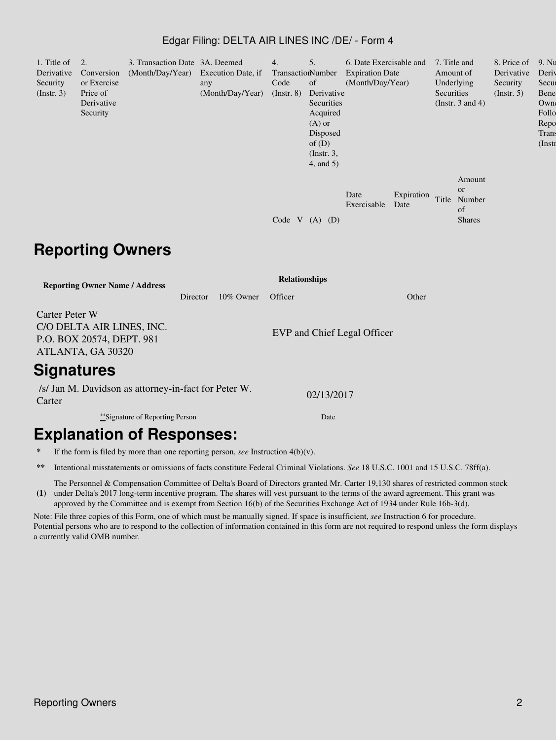Edgar Filing: DELTA AIR LINES INC /DE/ - Form 4

| 1. Title of Derivative Security (Instr. 3) | 2. Conversion or Exercise Price of Derivative Security | 3. Transaction Date (Month/Day/Year) | 3A. Deemed Execution Date, if any (Month/Day/Year) | 4. Transaction Code (Instr. 8) | | 5. Number of Derivative Securities Acquired (A) or Disposed of (D) (Instr. 3, 4, and 5) | | 6. Date Exercisable and Expiration Date (Month/Day/Year) | | 7. Title and Amount of Underlying Securities (Instr. 3 and 4) | | 8. Price of Derivative Security (Instr. 5) | 9. Nu Deriv Secur Bene Owne Follo Repo Trans (Instr |
|---|---|---|---|---|---|---|---|---|---|---|---|---|---|
| | | | | Code | V | (A) | (D) | Date Exercisable | Expiration Date | Title | Amount or Number of Shares | | |

# Reporting Owners

| Reporting Owner Name / Address | Relationships | | | |
|---|---|---|---|---|
| | Director | 10% Owner | Officer | Other |
| Carter Peter W<br>C/O DELTA AIR LINES, INC.<br>P.O. BOX 20574, DEPT. 981<br>ATLANTA, GA 30320 | | | EVP and Chief Legal Officer | |

# Signatures

| | |
|---|---|
| /s/ Jan M. Davidson as attorney-in-fact for Peter W. Carter | 02/13/2017 |
| **Signature of Reporting Person | Date |

# Explanation of Responses:

* If the form is filed by more than one reporting person, *see* Instruction 4(b)(v).

** Intentional misstatements or omissions of facts constitute Federal Criminal Violations. *See* 18 U.S.C. 1001 and 15 U.S.C. 78ff(a).

(1) The Personnel & Compensation Committee of Delta's Board of Directors granted Mr. Carter 19,130 shares of restricted common stock under Delta's 2017 long-term incentive program. The shares will vest pursuant to the terms of the award agreement. This grant was approved by the Committee and is exempt from Section 16(b) of the Securities Exchange Act of 1934 under Rule 16b-3(d).

Note: File three copies of this Form, one of which must be manually signed. If space is insufficient, *see* Instruction 6 for procedure.
Potential persons who are to respond to the collection of information contained in this form are not required to respond unless the form displays a currently valid OMB number.